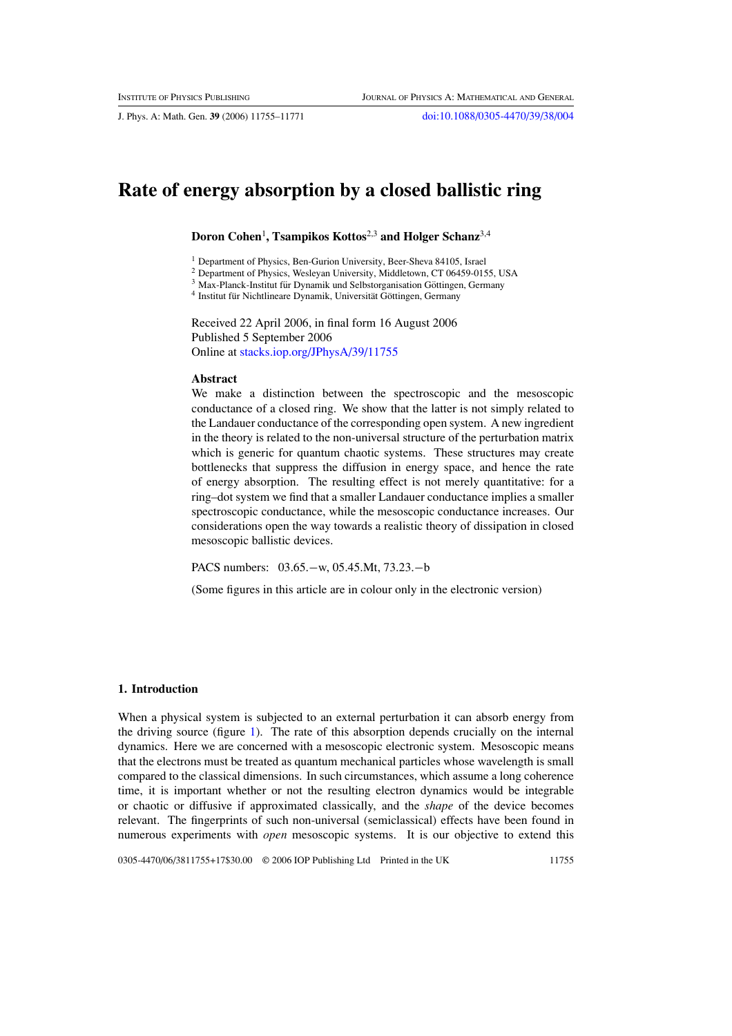# Rate of energy absorption by a closed ballistic ring

**Doron Cohen**[1], **Tsampikos Kottos**[2,3] **and Holger Schanz**[3,4]

[1] Department of Physics, Ben-Gurion University, Beer-Sheva 84105, Israel
[2] Department of Physics, Wesleyan University, Middletown, CT 06459-0155, USA
[3] Max-Planck-Institut für Dynamik und Selbstorganisation Göttingen, Germany
[4] Institut für Nichtlineare Dynamik, Universität Göttingen, Germany

Received 22 April 2006, in final form 16 August 2006
Published 5 September 2006
Online at stacks.iop.org/JPhysA/39/11755

**Abstract**

We make a distinction between the spectroscopic and the mesoscopic conductance of a closed ring. We show that the latter is not simply related to the Landauer conductance of the corresponding open system. A new ingredient in the theory is related to the non-universal structure of the perturbation matrix which is generic for quantum chaotic systems. These structures may create bottlenecks that suppress the diffusion in energy space, and hence the rate of energy absorption. The resulting effect is not merely quantitative: for a ring–dot system we find that a smaller Landauer conductance implies a smaller spectroscopic conductance, while the mesoscopic conductance increases. Our considerations open the way towards a realistic theory of dissipation in closed mesoscopic ballistic devices.

PACS numbers: 03.65.−w, 05.45.Mt, 73.23.−b

(Some figures in this article are in colour only in the electronic version)

## 1. Introduction

When a physical system is subjected to an external perturbation it can absorb energy from the driving source (figure 1). The rate of this absorption depends crucially on the internal dynamics. Here we are concerned with a mesoscopic electronic system. Mesoscopic means that the electrons must be treated as quantum mechanical particles whose wavelength is small compared to the classical dimensions. In such circumstances, which assume a long coherence time, it is important whether or not the resulting electron dynamics would be integrable or chaotic or diffusive if approximated classically, and the *shape* of the device becomes relevant. The fingerprints of such non-universal (semiclassical) effects have been found in numerous experiments with *open* mesoscopic systems. It is our objective to extend this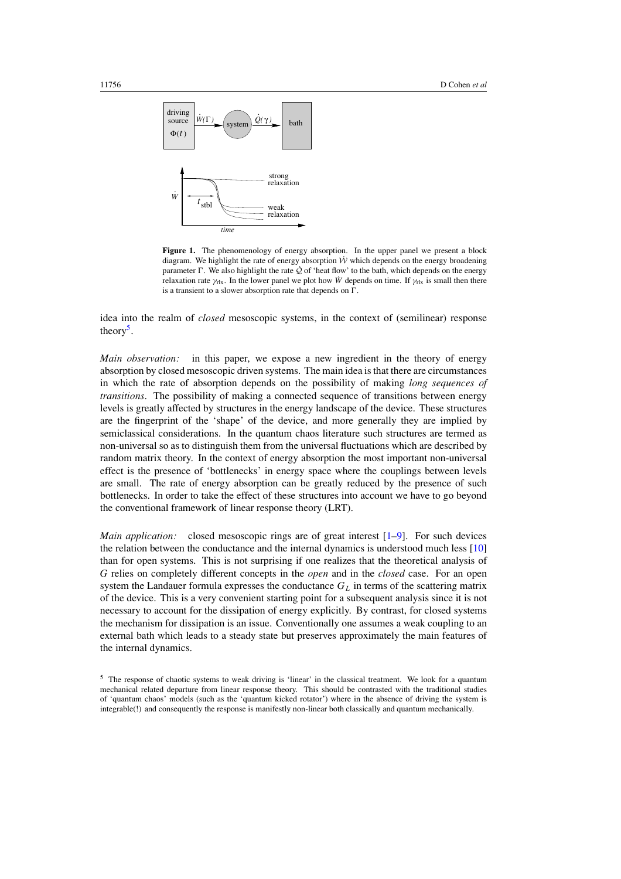**Figure 1.** The phenomenology of energy absorption. In the upper panel we present a block diagram. We highlight the rate of energy absorption $\dot{\mathcal{W}}$ which depends on the energy broadening parameter $\Gamma$. We also highlight the rate $\dot{\mathcal{Q}}$ of 'heat flow' to the bath, which depends on the energy relaxation rate $\gamma_{\text{rlx}}$. In the lower panel we plot how $\dot{W}$ depends on time. If $\gamma_{\text{rlx}}$ is small then there is a transient to a slower absorption rate that depends on $\Gamma$.

idea into the realm of *closed* mesoscopic systems, in the context of (semilinear) response theory[5].

*Main observation:* in this paper, we expose a new ingredient in the theory of energy absorption by closed mesoscopic driven systems. The main idea is that there are circumstances in which the rate of absorption depends on the possibility of making *long sequences of transitions*. The possibility of making a connected sequence of transitions between energy levels is greatly affected by structures in the energy landscape of the device. These structures are the fingerprint of the 'shape' of the device, and more generally they are implied by semiclassical considerations. In the quantum chaos literature such structures are termed as non-universal so as to distinguish them from the universal fluctuations which are described by random matrix theory. In the context of energy absorption the most important non-universal effect is the presence of 'bottlenecks' in energy space where the couplings between levels are small. The rate of energy absorption can be greatly reduced by the presence of such bottlenecks. In order to take the effect of these structures into account we have to go beyond the conventional framework of linear response theory (LRT).

*Main application:* closed mesoscopic rings are of great interest [1–9]. For such devices the relation between the conductance and the internal dynamics is understood much less [10] than for open systems. This is not surprising if one realizes that the theoretical analysis of $G$ relies on completely different concepts in the *open* and in the *closed* case. For an open system the Landauer formula expresses the conductance $G_L$ in terms of the scattering matrix of the device. This is a very convenient starting point for a subsequent analysis since it is not necessary to account for the dissipation of energy explicitly. By contrast, for closed systems the mechanism for dissipation is an issue. Conventionally one assumes a weak coupling to an external bath which leads to a steady state but preserves approximately the main features of the internal dynamics.

[5] The response of chaotic systems to weak driving is 'linear' in the classical treatment. We look for a quantum mechanical related departure from linear response theory. This should be contrasted with the traditional studies of 'quantum chaos' models (such as the 'quantum kicked rotator') where in the absence of driving the system is integrable(!) and consequently the response is manifestly non-linear both classically and quantum mechanically.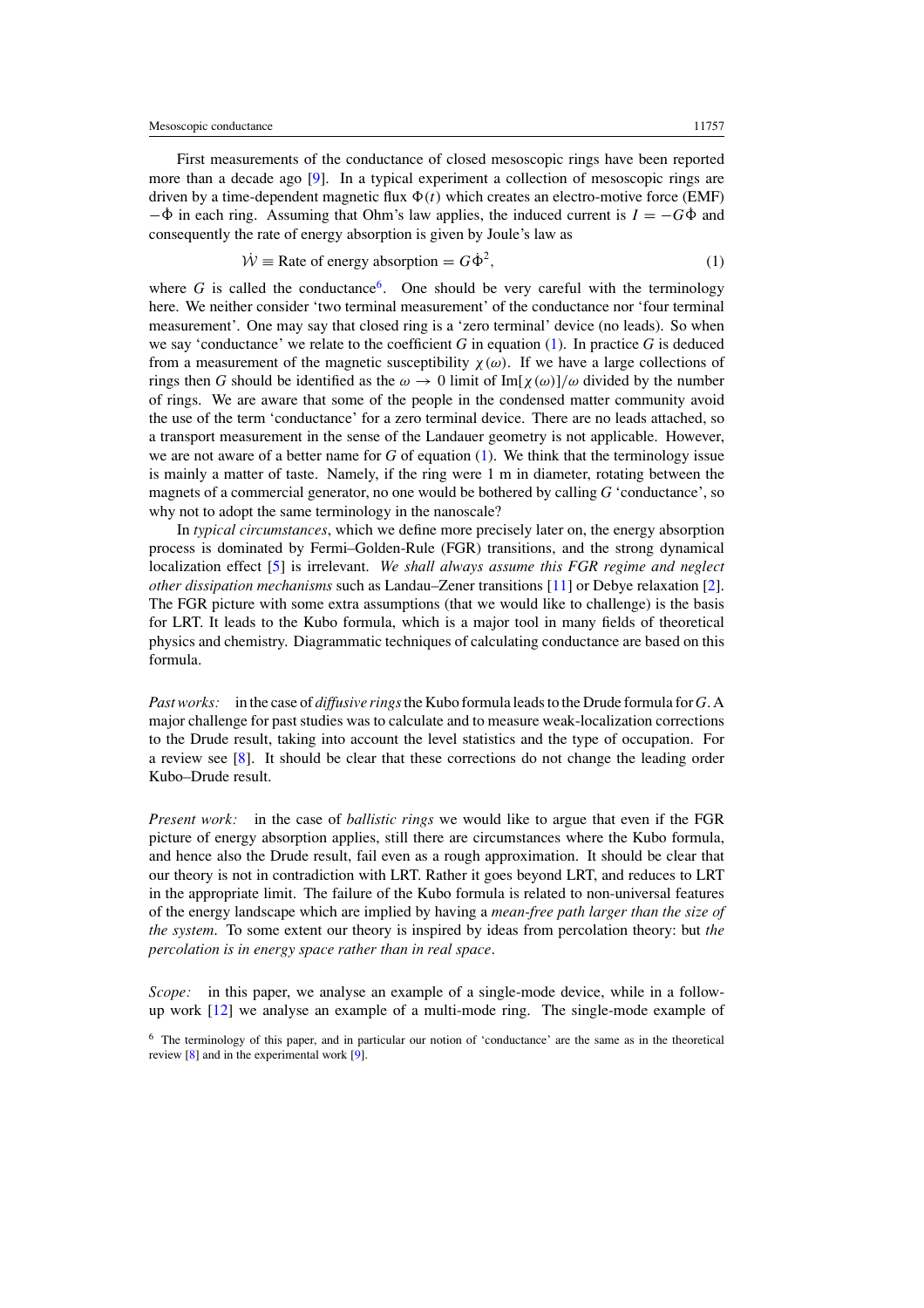First measurements of the conductance of closed mesoscopic rings have been reported more than a decade ago [9]. In a typical experiment a collection of mesoscopic rings are driven by a time-dependent magnetic flux $\Phi(t)$ which creates an electro-motive force (EMF) $-\dot{\Phi}$ in each ring. Assuming that Ohm's law applies, the induced current is $I = -G\dot{\Phi}$ and consequently the rate of energy absorption is given by Joule's law as

$$\dot{\mathcal{W}} \equiv \text{Rate of energy absorption} = G\dot{\Phi}^2, \tag{1}$$

where $G$ is called the conductance[6]. One should be very careful with the terminology here. We neither consider 'two terminal measurement' of the conductance nor 'four terminal measurement'. One may say that closed ring is a 'zero terminal' device (no leads). So when we say 'conductance' we relate to the coefficient $G$ in equation (1). In practice $G$ is deduced from a measurement of the magnetic susceptibility $\chi(\omega)$. If we have a large collections of rings then $G$ should be identified as the $\omega \to 0$ limit of $\text{Im}[\chi(\omega)]/\omega$ divided by the number of rings. We are aware that some of the people in the condensed matter community avoid the use of the term 'conductance' for a zero terminal device. There are no leads attached, so a transport measurement in the sense of the Landauer geometry is not applicable. However, we are not aware of a better name for $G$ of equation (1). We think that the terminology issue is mainly a matter of taste. Namely, if the ring were 1 m in diameter, rotating between the magnets of a commercial generator, no one would be bothered by calling $G$ 'conductance', so why not to adopt the same terminology in the nanoscale?

In *typical circumstances*, which we define more precisely later on, the energy absorption process is dominated by Fermi–Golden-Rule (FGR) transitions, and the strong dynamical localization effect [5] is irrelevant. *We shall always assume this FGR regime and neglect other dissipation mechanisms* such as Landau–Zener transitions [11] or Debye relaxation [2]. The FGR picture with some extra assumptions (that we would like to challenge) is the basis for LRT. It leads to the Kubo formula, which is a major tool in many fields of theoretical physics and chemistry. Diagrammatic techniques of calculating conductance are based on this formula.

*Past works:* in the case of *diffusive rings* the Kubo formula leads to the Drude formula for $G$. A major challenge for past studies was to calculate and to measure weak-localization corrections to the Drude result, taking into account the level statistics and the type of occupation. For a review see [8]. It should be clear that these corrections do not change the leading order Kubo–Drude result.

*Present work:* in the case of *ballistic rings* we would like to argue that even if the FGR picture of energy absorption applies, still there are circumstances where the Kubo formula, and hence also the Drude result, fail even as a rough approximation. It should be clear that our theory is not in contradiction with LRT. Rather it goes beyond LRT, and reduces to LRT in the appropriate limit. The failure of the Kubo formula is related to non-universal features of the energy landscape which are implied by having a *mean-free path larger than the size of the system*. To some extent our theory is inspired by ideas from percolation theory: but *the percolation is in energy space rather than in real space*.

*Scope:* in this paper, we analyse an example of a single-mode device, while in a follow-up work [12] we analyse an example of a multi-mode ring. The single-mode example of

[6] The terminology of this paper, and in particular our notion of 'conductance' are the same as in the theoretical review [8] and in the experimental work [9].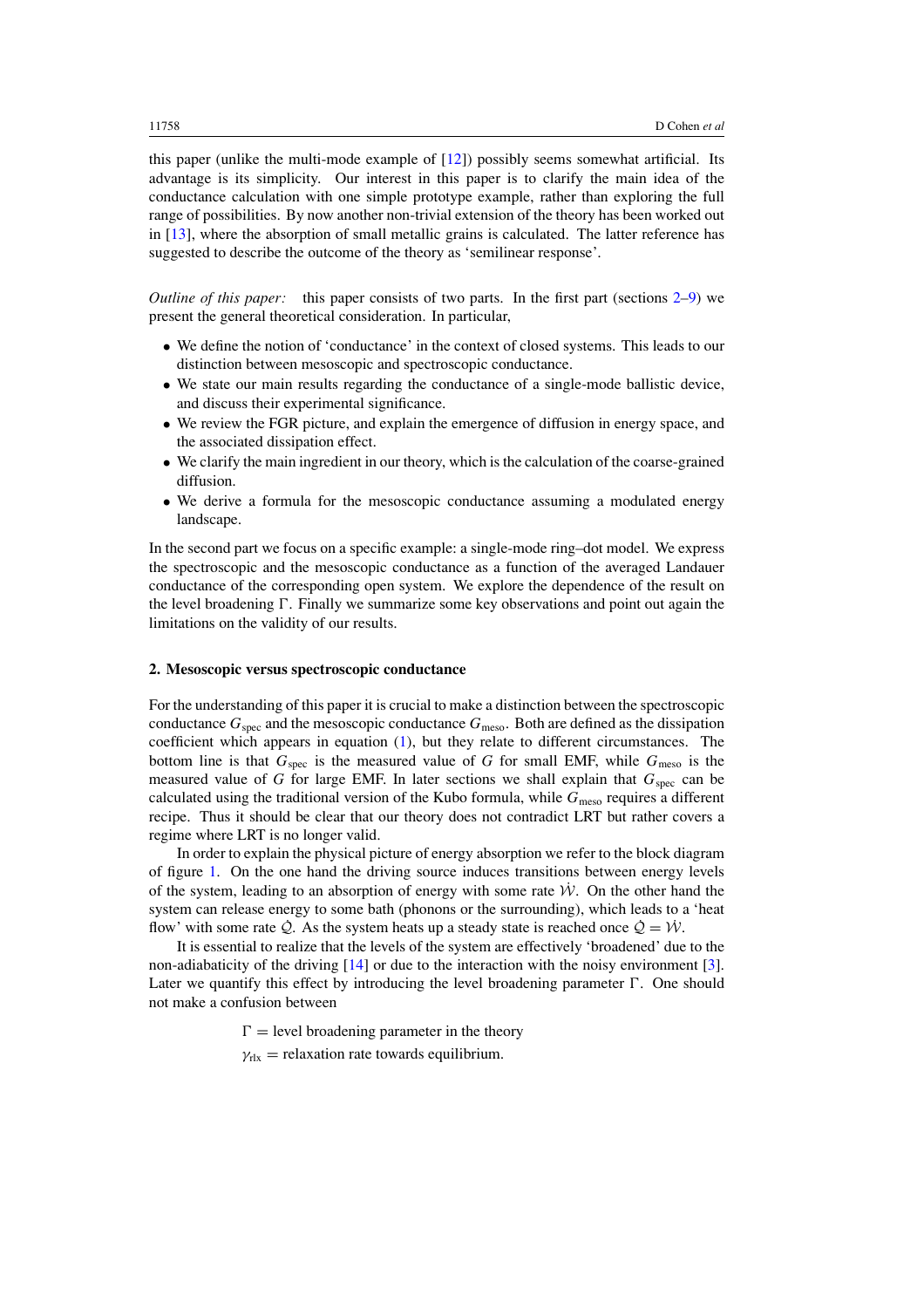this paper (unlike the multi-mode example of [12]) possibly seems somewhat artificial. Its advantage is its simplicity. Our interest in this paper is to clarify the main idea of the conductance calculation with one simple prototype example, rather than exploring the full range of possibilities. By now another non-trivial extension of the theory has been worked out in [13], where the absorption of small metallic grains is calculated. The latter reference has suggested to describe the outcome of the theory as 'semilinear response'.

*Outline of this paper:* this paper consists of two parts. In the first part (sections 2–9) we present the general theoretical consideration. In particular,

- We define the notion of 'conductance' in the context of closed systems. This leads to our distinction between mesoscopic and spectroscopic conductance.
- We state our main results regarding the conductance of a single-mode ballistic device, and discuss their experimental significance.
- We review the FGR picture, and explain the emergence of diffusion in energy space, and the associated dissipation effect.
- We clarify the main ingredient in our theory, which is the calculation of the coarse-grained diffusion.
- We derive a formula for the mesoscopic conductance assuming a modulated energy landscape.

In the second part we focus on a specific example: a single-mode ring–dot model. We express the spectroscopic and the mesoscopic conductance as a function of the averaged Landauer conductance of the corresponding open system. We explore the dependence of the result on the level broadening $\Gamma$. Finally we summarize some key observations and point out again the limitations on the validity of our results.

## 2. Mesoscopic versus spectroscopic conductance

For the understanding of this paper it is crucial to make a distinction between the spectroscopic conductance $G_{\text{spec}}$ and the mesoscopic conductance $G_{\text{meso}}$. Both are defined as the dissipation coefficient which appears in equation (1), but they relate to different circumstances. The bottom line is that $G_{\text{spec}}$ is the measured value of $G$ for small EMF, while $G_{\text{meso}}$ is the measured value of $G$ for large EMF. In later sections we shall explain that $G_{\text{spec}}$ can be calculated using the traditional version of the Kubo formula, while $G_{\text{meso}}$ requires a different recipe. Thus it should be clear that our theory does not contradict LRT but rather covers a regime where LRT is no longer valid.

In order to explain the physical picture of energy absorption we refer to the block diagram of figure 1. On the one hand the driving source induces transitions between energy levels of the system, leading to an absorption of energy with some rate $\dot{\mathcal{W}}$. On the other hand the system can release energy to some bath (phonons or the surrounding), which leads to a 'heat flow' with some rate $\dot{\mathcal{Q}}$. As the system heats up a steady state is reached once $\dot{\mathcal{Q}} = \dot{\mathcal{W}}$.

It is essential to realize that the levels of the system are effectively 'broadened' due to the non-adiabaticity of the driving [14] or due to the interaction with the noisy environment [3]. Later we quantify this effect by introducing the level broadening parameter $\Gamma$. One should not make a confusion between

$$\Gamma = \text{level broadening parameter in the theory}$$
$$\gamma_{\text{rlx}} = \text{relaxation rate towards equilibrium.}$$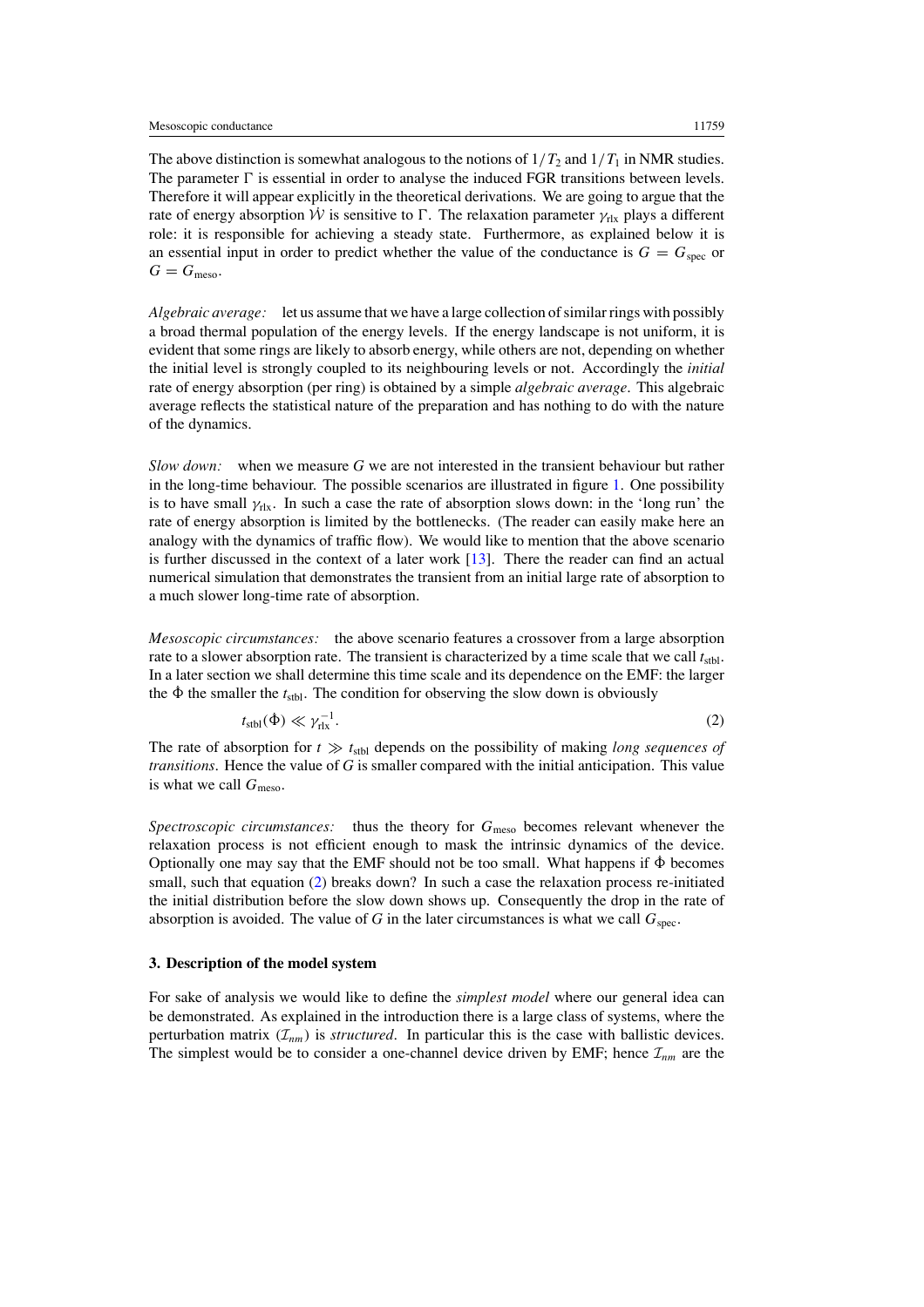The above distinction is somewhat analogous to the notions of $1/T_2$ and $1/T_1$ in NMR studies. The parameter $\Gamma$ is essential in order to analyse the induced FGR transitions between levels. Therefore it will appear explicitly in the theoretical derivations. We are going to argue that the rate of energy absorption $\dot{\mathcal{W}}$ is sensitive to $\Gamma$. The relaxation parameter $\gamma_{\text{rlx}}$ plays a different role: it is responsible for achieving a steady state. Furthermore, as explained below it is an essential input in order to predict whether the value of the conductance is $G = G_{\text{spec}}$ or $G = G_{\text{meso}}$.

*Algebraic average:* let us assume that we have a large collection of similar rings with possibly a broad thermal population of the energy levels. If the energy landscape is not uniform, it is evident that some rings are likely to absorb energy, while others are not, depending on whether the initial level is strongly coupled to its neighbouring levels or not. Accordingly the *initial* rate of energy absorption (per ring) is obtained by a simple *algebraic average*. This algebraic average reflects the statistical nature of the preparation and has nothing to do with the nature of the dynamics.

*Slow down:* when we measure $G$ we are not interested in the transient behaviour but rather in the long-time behaviour. The possible scenarios are illustrated in figure 1. One possibility is to have small $\gamma_{\text{rlx}}$. In such a case the rate of absorption slows down: in the 'long run' the rate of energy absorption is limited by the bottlenecks. (The reader can easily make here an analogy with the dynamics of traffic flow). We would like to mention that the above scenario is further discussed in the context of a later work [13]. There the reader can find an actual numerical simulation that demonstrates the transient from an initial large rate of absorption to a much slower long-time rate of absorption.

*Mesoscopic circumstances:* the above scenario features a crossover from a large absorption rate to a slower absorption rate. The transient is characterized by a time scale that we call $t_{\text{stbl}}$. In a later section we shall determine this time scale and its dependence on the EMF: the larger the $\Phi$ the smaller the $t_{\text{stbl}}$. The condition for observing the slow down is obviously

$$t_{\text{stbl}}(\Phi) \ll \gamma_{\text{rlx}}^{-1}. \tag{2}$$

The rate of absorption for $t \gg t_{\text{stbl}}$ depends on the possibility of making *long sequences of transitions*. Hence the value of $G$ is smaller compared with the initial anticipation. This value is what we call $G_{\text{meso}}$.

*Spectroscopic circumstances:* thus the theory for $G_{\text{meso}}$ becomes relevant whenever the relaxation process is not efficient enough to mask the intrinsic dynamics of the device. Optionally one may say that the EMF should not be too small. What happens if $\Phi$ becomes small, such that equation (2) breaks down? In such a case the relaxation process re-initiated the initial distribution before the slow down shows up. Consequently the drop in the rate of absorption is avoided. The value of $G$ in the later circumstances is what we call $G_{\text{spec}}$.

## 3. Description of the model system

For sake of analysis we would like to define the *simplest model* where our general idea can be demonstrated. As explained in the introduction there is a large class of systems, where the perturbation matrix ($\mathcal{I}_{nm}$) is *structured*. In particular this is the case with ballistic devices. The simplest would be to consider a one-channel device driven by EMF; hence $\mathcal{I}_{nm}$ are the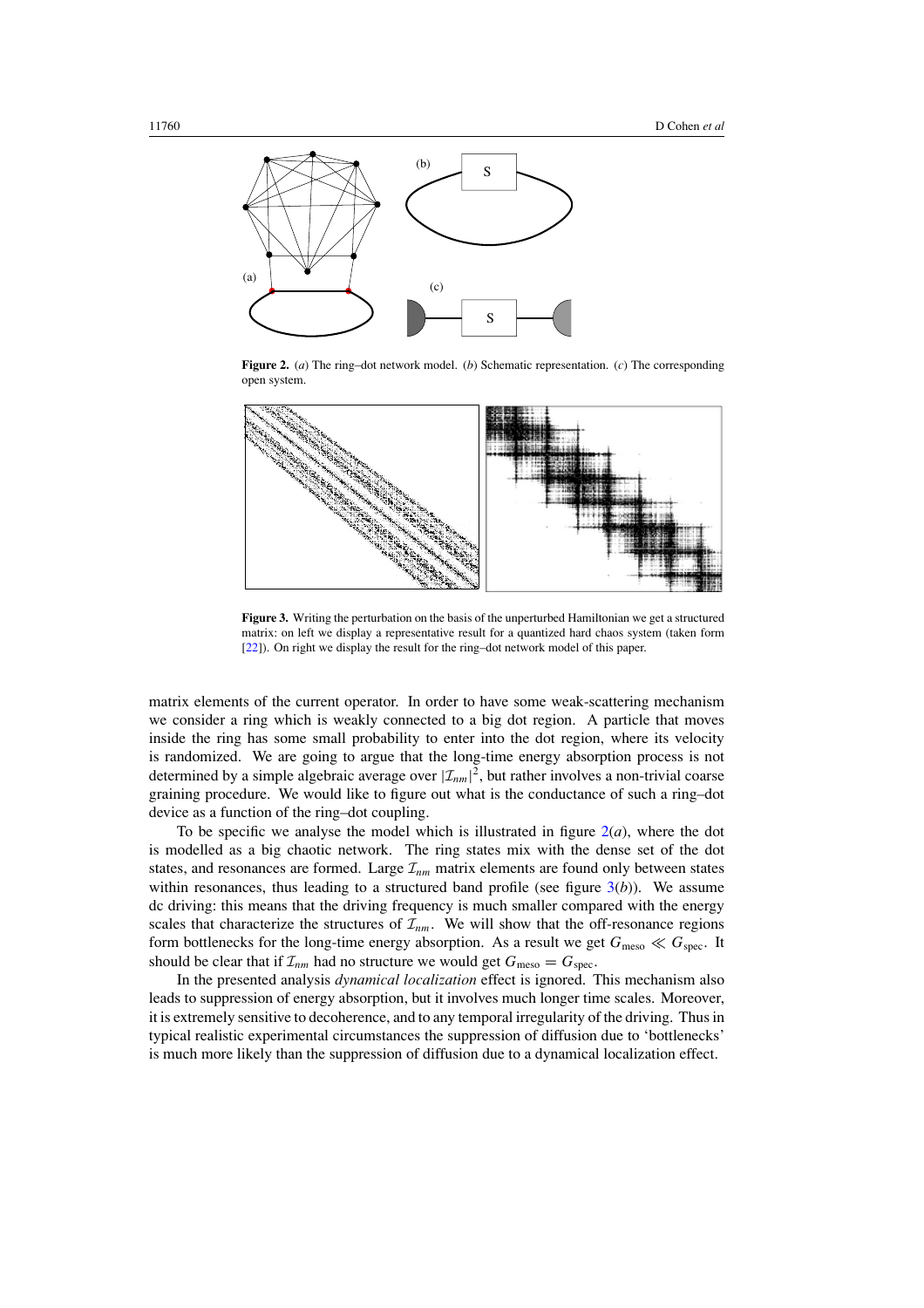**Figure 2.** (*a*) The ring–dot network model. (*b*) Schematic representation. (*c*) The corresponding open system.

**Figure 3.** Writing the perturbation on the basis of the unperturbed Hamiltonian we get a structured matrix: on left we display a representative result for a quantized hard chaos system (taken form [22]). On right we display the result for the ring–dot network model of this paper.

matrix elements of the current operator. In order to have some weak-scattering mechanism we consider a ring which is weakly connected to a big dot region. A particle that moves inside the ring has some small probability to enter into the dot region, where its velocity is randomized. We are going to argue that the long-time energy absorption process is not determined by a simple algebraic average over $|\mathcal{I}_{nm}|^2$, but rather involves a non-trivial coarse graining procedure. We would like to figure out what is the conductance of such a ring–dot device as a function of the ring–dot coupling.

To be specific we analyse the model which is illustrated in figure 2(*a*), where the dot is modelled as a big chaotic network. The ring states mix with the dense set of the dot states, and resonances are formed. Large $\mathcal{I}_{nm}$ matrix elements are found only between states within resonances, thus leading to a structured band profile (see figure 3(*b*)). We assume dc driving: this means that the driving frequency is much smaller compared with the energy scales that characterize the structures of $\mathcal{I}_{nm}$. We will show that the off-resonance regions form bottlenecks for the long-time energy absorption. As a result we get $G_{\text{meso}} \ll G_{\text{spec}}$. It should be clear that if $\mathcal{I}_{nm}$ had no structure we would get $G_{\text{meso}} = G_{\text{spec}}$.

In the presented analysis *dynamical localization* effect is ignored. This mechanism also leads to suppression of energy absorption, but it involves much longer time scales. Moreover, it is extremely sensitive to decoherence, and to any temporal irregularity of the driving. Thus in typical realistic experimental circumstances the suppression of diffusion due to 'bottlenecks' is much more likely than the suppression of diffusion due to a dynamical localization effect.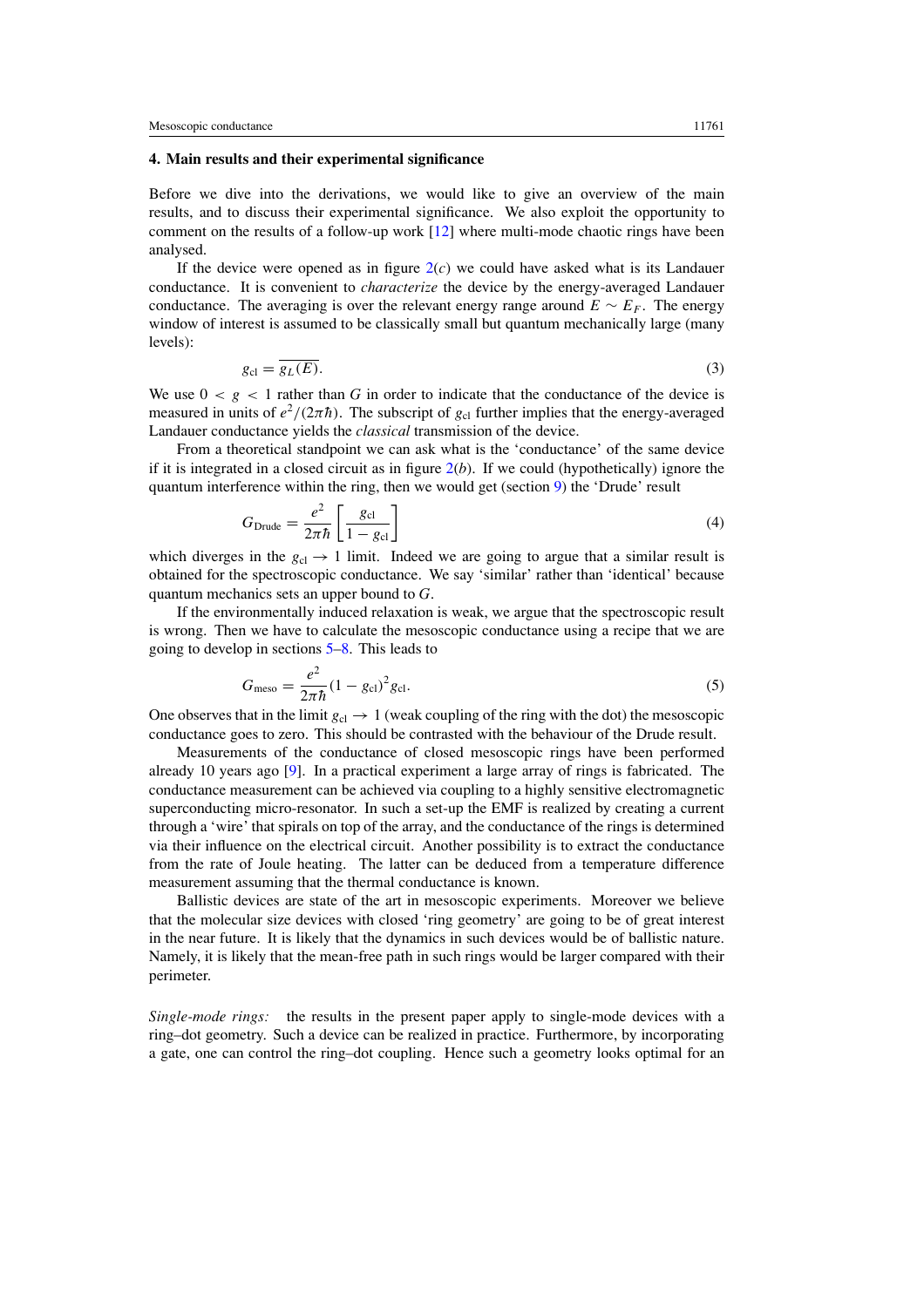## 4. Main results and their experimental significance

Before we dive into the derivations, we would like to give an overview of the main results, and to discuss their experimental significance. We also exploit the opportunity to comment on the results of a follow-up work [12] where multi-mode chaotic rings have been analysed.

If the device were opened as in figure 2(*c*) we could have asked what is its Landauer conductance. It is convenient to *characterize* the device by the energy-averaged Landauer conductance. The averaging is over the relevant energy range around $E \sim E_F$. The energy window of interest is assumed to be classically small but quantum mechanically large (many levels):

$$g_{\text{cl}} = \overline{g_L(E)}. \tag{3}$$

We use $0 < g < 1$ rather than $G$ in order to indicate that the conductance of the device is measured in units of $e^2/(2\pi\hbar)$. The subscript of $g_{\text{cl}}$ further implies that the energy-averaged Landauer conductance yields the *classical* transmission of the device.

From a theoretical standpoint we can ask what is the 'conductance' of the same device if it is integrated in a closed circuit as in figure 2(*b*). If we could (hypothetically) ignore the quantum interference within the ring, then we would get (section 9) the 'Drude' result

$$G_{\text{Drude}} = \frac{e^2}{2\pi\hbar}\left[\frac{g_{\text{cl}}}{1-g_{\text{cl}}}\right] \tag{4}$$

which diverges in the $g_{\text{cl}} \to 1$ limit. Indeed we are going to argue that a similar result is obtained for the spectroscopic conductance. We say 'similar' rather than 'identical' because quantum mechanics sets an upper bound to $G$.

If the environmentally induced relaxation is weak, we argue that the spectroscopic result is wrong. Then we have to calculate the mesoscopic conductance using a recipe that we are going to develop in sections 5–8. This leads to

$$G_{\text{meso}} = \frac{e^2}{2\pi\hbar}(1-g_{\text{cl}})^2 g_{\text{cl}}. \tag{5}$$

One observes that in the limit $g_{\text{cl}} \to 1$ (weak coupling of the ring with the dot) the mesoscopic conductance goes to zero. This should be contrasted with the behaviour of the Drude result.

Measurements of the conductance of closed mesoscopic rings have been performed already 10 years ago [9]. In a practical experiment a large array of rings is fabricated. The conductance measurement can be achieved via coupling to a highly sensitive electromagnetic superconducting micro-resonator. In such a set-up the EMF is realized by creating a current through a 'wire' that spirals on top of the array, and the conductance of the rings is determined via their influence on the electrical circuit. Another possibility is to extract the conductance from the rate of Joule heating. The latter can be deduced from a temperature difference measurement assuming that the thermal conductance is known.

Ballistic devices are state of the art in mesoscopic experiments. Moreover we believe that the molecular size devices with closed 'ring geometry' are going to be of great interest in the near future. It is likely that the dynamics in such devices would be of ballistic nature. Namely, it is likely that the mean-free path in such rings would be larger compared with their perimeter.

*Single-mode rings:* the results in the present paper apply to single-mode devices with a ring–dot geometry. Such a device can be realized in practice. Furthermore, by incorporating a gate, one can control the ring–dot coupling. Hence such a geometry looks optimal for an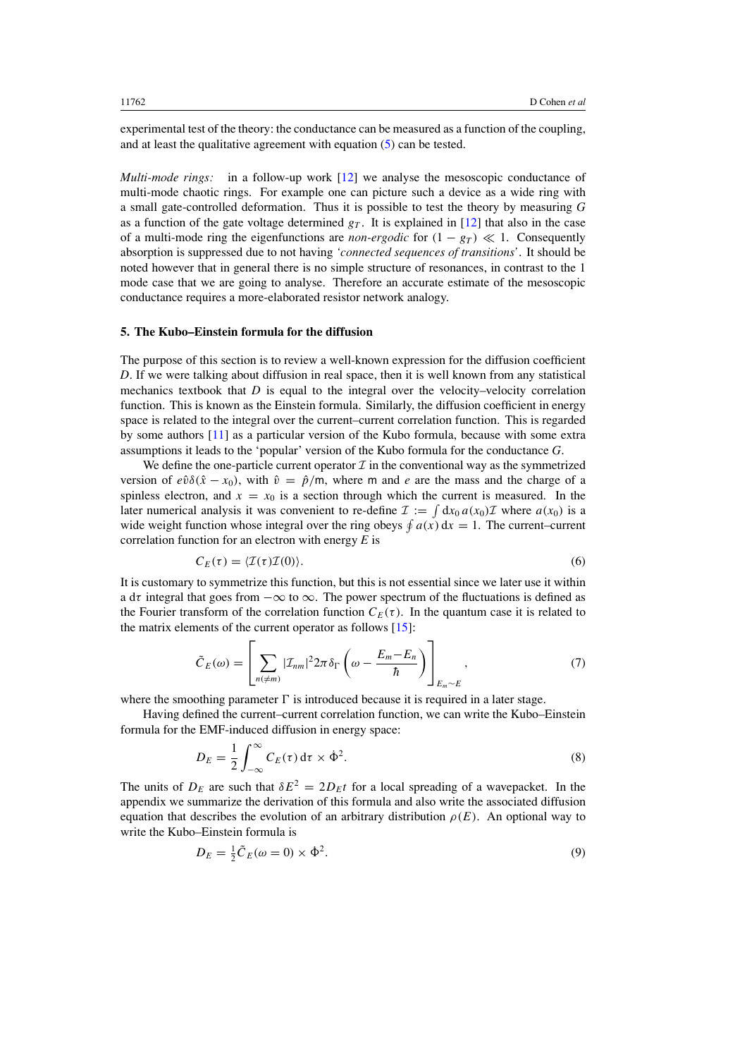experimental test of the theory: the conductance can be measured as a function of the coupling, and at least the qualitative agreement with equation (5) can be tested.

*Multi-mode rings:* in a follow-up work [12] we analyse the mesoscopic conductance of multi-mode chaotic rings. For example one can picture such a device as a wide ring with a small gate-controlled deformation. Thus it is possible to test the theory by measuring $G$ as a function of the gate voltage determined $g_T$. It is explained in [12] that also in the case of a multi-mode ring the eigenfunctions are *non-ergodic* for $(1 - g_T) \ll 1$. Consequently absorption is suppressed due to not having *'connected sequences of transitions'*. It should be noted however that in general there is no simple structure of resonances, in contrast to the 1 mode case that we are going to analyse. Therefore an accurate estimate of the mesoscopic conductance requires a more-elaborated resistor network analogy.

## 5. The Kubo–Einstein formula for the diffusion

The purpose of this section is to review a well-known expression for the diffusion coefficient $D$. If we were talking about diffusion in real space, then it is well known from any statistical mechanics textbook that $D$ is equal to the integral over the velocity–velocity correlation function. This is known as the Einstein formula. Similarly, the diffusion coefficient in energy space is related to the integral over the current–current correlation function. This is regarded by some authors [11] as a particular version of the Kubo formula, because with some extra assumptions it leads to the 'popular' version of the Kubo formula for the conductance $G$.

We define the one-particle current operator $\mathcal{I}$ in the conventional way as the symmetrized version of $e\hat{v}\delta(\hat{x} - x_0)$, with $\hat{v} = \hat{p}/\mathsf{m}$, where $\mathsf{m}$ and $e$ are the mass and the charge of a spinless electron, and $x = x_0$ is a section through which the current is measured. In the later numerical analysis it was convenient to re-define $\mathcal{I} := \int \mathrm{d}x_0\, a(x_0)\mathcal{I}$ where $a(x_0)$ is a wide weight function whose integral over the ring obeys $\oint a(x)\,\mathrm{d}x = 1$. The current–current correlation function for an electron with energy $E$ is

$$C_E(\tau) = \langle \mathcal{I}(\tau)\mathcal{I}(0)\rangle. \tag{6}$$

It is customary to symmetrize this function, but this is not essential since we later use it within a $\mathrm{d}\tau$ integral that goes from $-\infty$ to $\infty$. The power spectrum of the fluctuations is defined as the Fourier transform of the correlation function $C_E(\tau)$. In the quantum case it is related to the matrix elements of the current operator as follows [15]:

$$\tilde{C}_E(\omega) = \left[\sum_{n(\neq m)} |\mathcal{I}_{nm}|^2 2\pi\delta_\Gamma\left(\omega - \frac{E_m - E_n}{\hbar}\right)\right]_{E_m\sim E}, \tag{7}$$

where the smoothing parameter $\Gamma$ is introduced because it is required in a later stage.

Having defined the current–current correlation function, we can write the Kubo–Einstein formula for the EMF-induced diffusion in energy space:

$$D_E = \frac{1}{2}\int_{-\infty}^{\infty} C_E(\tau)\,\mathrm{d}\tau \times \dot{\Phi}^2. \tag{8}$$

The units of $D_E$ are such that $\delta E^2 = 2D_E t$ for a local spreading of a wavepacket. In the appendix we summarize the derivation of this formula and also write the associated diffusion equation that describes the evolution of an arbitrary distribution $\rho(E)$. An optional way to write the Kubo–Einstein formula is

$$D_E = \tfrac{1}{2}\tilde{C}_E(\omega = 0) \times \dot{\Phi}^2. \tag{9}$$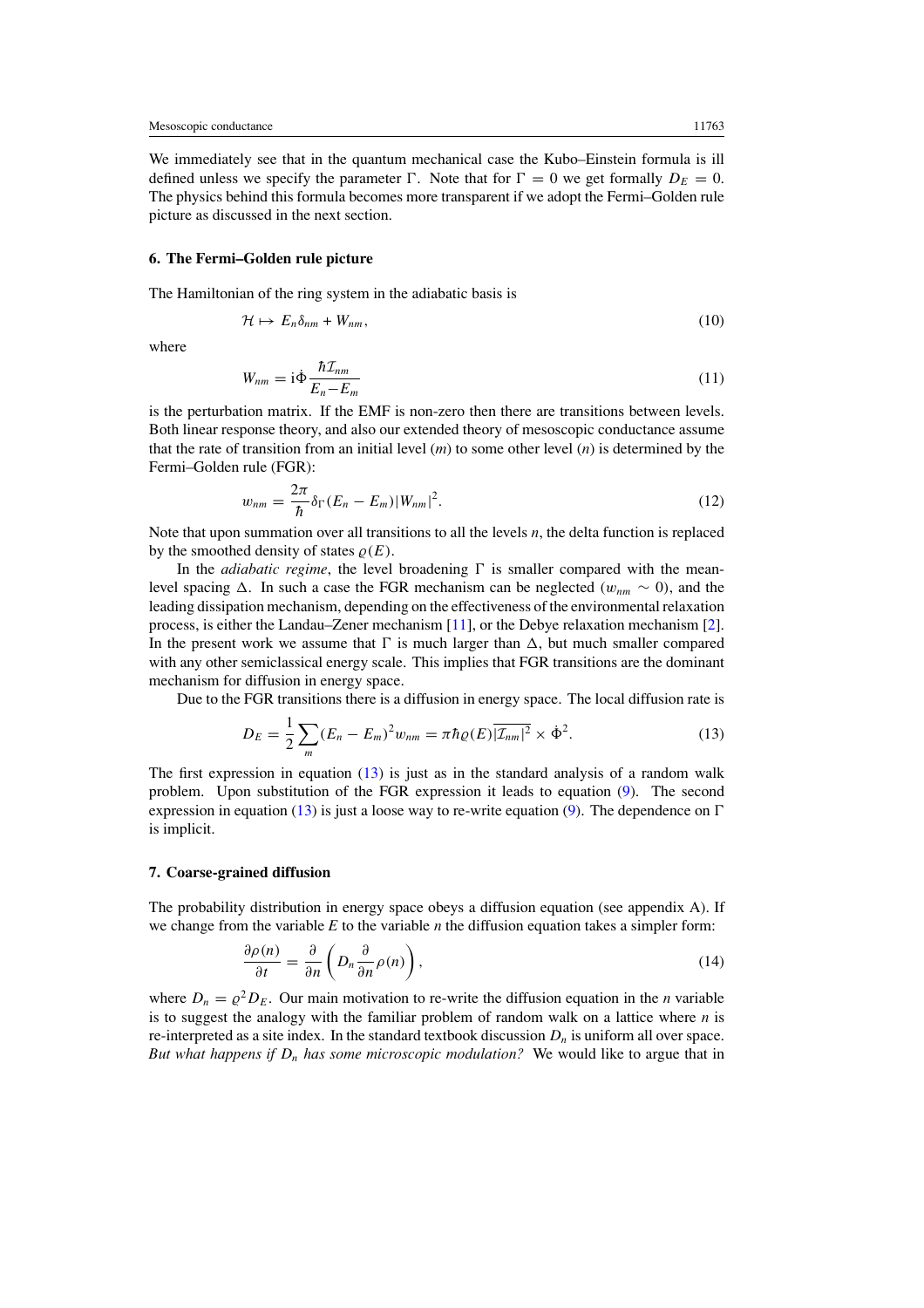We immediately see that in the quantum mechanical case the Kubo–Einstein formula is ill defined unless we specify the parameter $\Gamma$. Note that for $\Gamma = 0$ we get formally $D_E = 0$. The physics behind this formula becomes more transparent if we adopt the Fermi–Golden rule picture as discussed in the next section.

## 6. The Fermi–Golden rule picture

The Hamiltonian of the ring system in the adiabatic basis is

$$\mathcal{H} \mapsto E_n \delta_{nm} + W_{nm}, \tag{10}$$

where

$$W_{nm} = \mathrm{i}\dot{\Phi}\frac{\hbar \mathcal{I}_{nm}}{E_n - E_m} \tag{11}$$

is the perturbation matrix. If the EMF is non-zero then there are transitions between levels. Both linear response theory, and also our extended theory of mesoscopic conductance assume that the rate of transition from an initial level ($m$) to some other level ($n$) is determined by the Fermi–Golden rule (FGR):

$$w_{nm} = \frac{2\pi}{\hbar}\delta_\Gamma(E_n - E_m)|W_{nm}|^2. \tag{12}$$

Note that upon summation over all transitions to all the levels $n$, the delta function is replaced by the smoothed density of states $\varrho(E)$.

In the *adiabatic regime*, the level broadening $\Gamma$ is smaller compared with the mean-level spacing $\Delta$. In such a case the FGR mechanism can be neglected ($w_{nm} \sim 0$), and the leading dissipation mechanism, depending on the effectiveness of the environmental relaxation process, is either the Landau–Zener mechanism [11], or the Debye relaxation mechanism [2]. In the present work we assume that $\Gamma$ is much larger than $\Delta$, but much smaller compared with any other semiclassical energy scale. This implies that FGR transitions are the dominant mechanism for diffusion in energy space.

Due to the FGR transitions there is a diffusion in energy space. The local diffusion rate is

$$D_E = \frac{1}{2}\sum_m (E_n - E_m)^2 w_{nm} = \pi\hbar\varrho(E)\overline{|\mathcal{I}_{nm}|^2} \times \dot{\Phi}^2. \tag{13}$$

The first expression in equation (13) is just as in the standard analysis of a random walk problem. Upon substitution of the FGR expression it leads to equation (9). The second expression in equation (13) is just a loose way to re-write equation (9). The dependence on $\Gamma$ is implicit.

## 7. Coarse-grained diffusion

The probability distribution in energy space obeys a diffusion equation (see appendix A). If we change from the variable $E$ to the variable $n$ the diffusion equation takes a simpler form:

$$\frac{\partial \rho(n)}{\partial t} = \frac{\partial}{\partial n}\left(D_n \frac{\partial}{\partial n}\rho(n)\right), \tag{14}$$

where $D_n = \varrho^2 D_E$. Our main motivation to re-write the diffusion equation in the $n$ variable is to suggest the analogy with the familiar problem of random walk on a lattice where $n$ is re-interpreted as a site index. In the standard textbook discussion $D_n$ is uniform all over space. *But what happens if $D_n$ has some microscopic modulation?* We would like to argue that in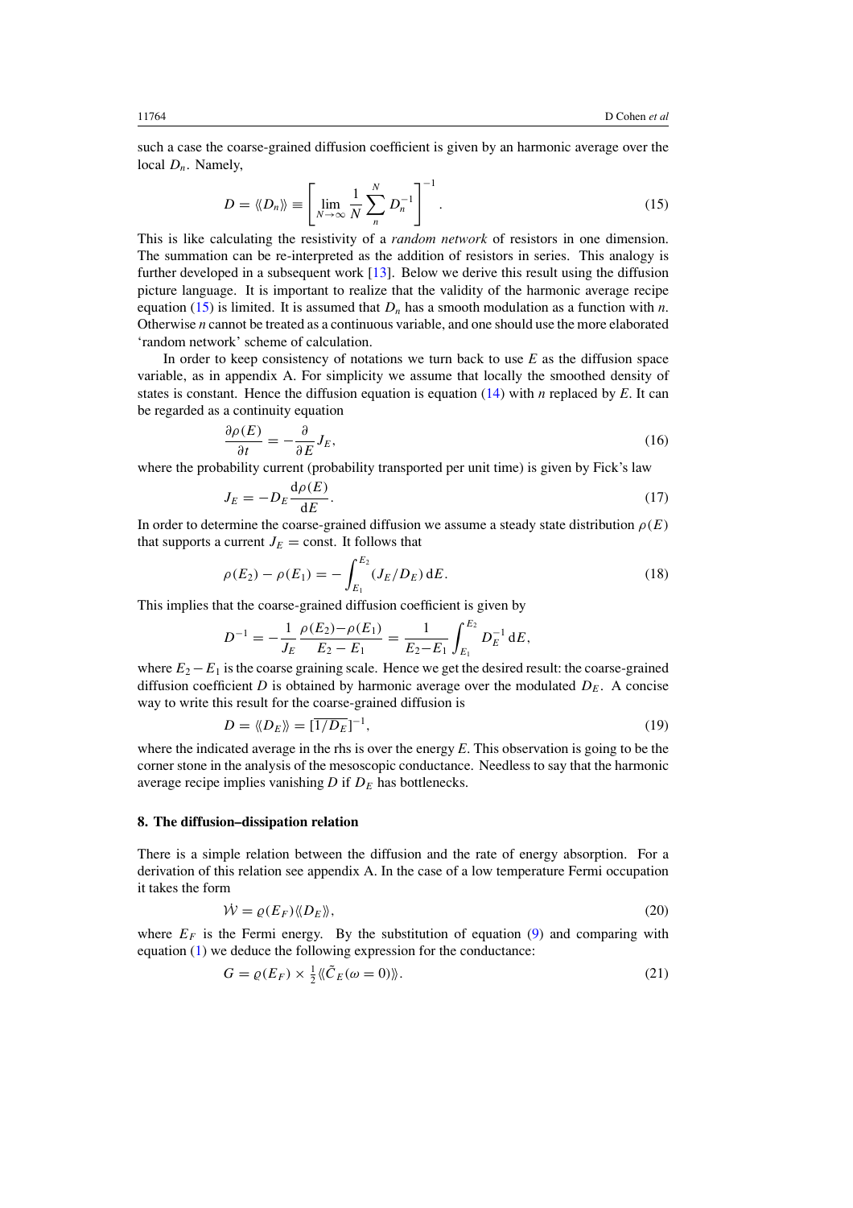such a case the coarse-grained diffusion coefficient is given by an harmonic average over the local $D_n$. Namely,

$$D = \langle\langle D_n \rangle\rangle \equiv \left[ \lim_{N\to\infty} \frac{1}{N} \sum_{n}^{N} D_n^{-1} \right]^{-1}. \tag{15}$$

This is like calculating the resistivity of a *random network* of resistors in one dimension. The summation can be re-interpreted as the addition of resistors in series. This analogy is further developed in a subsequent work [13]. Below we derive this result using the diffusion picture language. It is important to realize that the validity of the harmonic average recipe equation (15) is limited. It is assumed that $D_n$ has a smooth modulation as a function with $n$. Otherwise $n$ cannot be treated as a continuous variable, and one should use the more elaborated 'random network' scheme of calculation.

In order to keep consistency of notations we turn back to use $E$ as the diffusion space variable, as in appendix A. For simplicity we assume that locally the smoothed density of states is constant. Hence the diffusion equation is equation (14) with $n$ replaced by $E$. It can be regarded as a continuity equation

$$\frac{\partial \rho(E)}{\partial t} = -\frac{\partial}{\partial E} J_E, \tag{16}$$

where the probability current (probability transported per unit time) is given by Fick's law

$$J_E = -D_E \frac{\mathrm{d}\rho(E)}{\mathrm{d}E}. \tag{17}$$

In order to determine the coarse-grained diffusion we assume a steady state distribution $\rho(E)$ that supports a current $J_E = \text{const}$. It follows that

$$\rho(E_2) - \rho(E_1) = -\int_{E_1}^{E_2} (J_E/D_E)\,\mathrm{d}E. \tag{18}$$

This implies that the coarse-grained diffusion coefficient is given by

$$D^{-1} = -\frac{1}{J_E} \frac{\rho(E_2)-\rho(E_1)}{E_2 - E_1} = \frac{1}{E_2-E_1} \int_{E_1}^{E_2} D_E^{-1}\,\mathrm{d}E,$$

where $E_2 - E_1$ is the coarse graining scale. Hence we get the desired result: the coarse-grained diffusion coefficient $D$ is obtained by harmonic average over the modulated $D_E$. A concise way to write this result for the coarse-grained diffusion is

$$D = \langle\langle D_E \rangle\rangle = [\overline{1/D_E}]^{-1}, \tag{19}$$

where the indicated average in the rhs is over the energy $E$. This observation is going to be the corner stone in the analysis of the mesoscopic conductance. Needless to say that the harmonic average recipe implies vanishing $D$ if $D_E$ has bottlenecks.

## 8. The diffusion–dissipation relation

There is a simple relation between the diffusion and the rate of energy absorption. For a derivation of this relation see appendix A. In the case of a low temperature Fermi occupation it takes the form

$$\dot{\mathcal{W}} = \varrho(E_F) \langle\langle D_E \rangle\rangle, \tag{20}$$

where $E_F$ is the Fermi energy. By the substitution of equation (9) and comparing with equation (1) we deduce the following expression for the conductance:

$$G = \varrho(E_F) \times \tfrac{1}{2} \langle\langle \tilde{C}_E(\omega = 0) \rangle\rangle. \tag{21}$$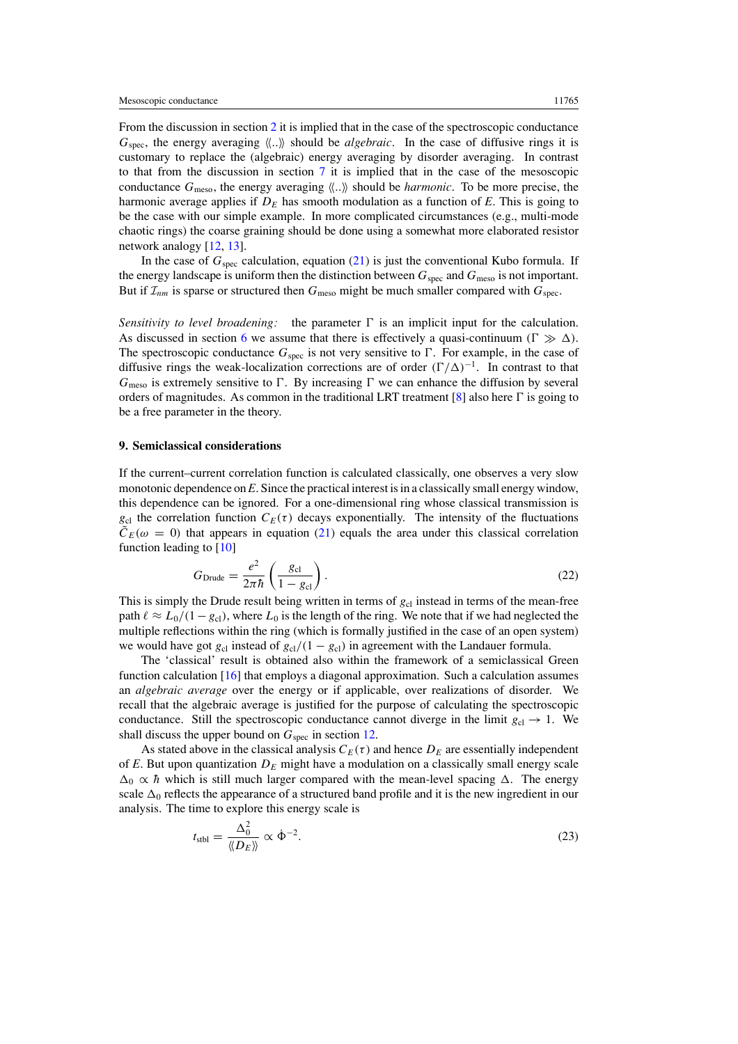From the discussion in section 2 it is implied that in the case of the spectroscopic conductance $G_{\rm spec}$, the energy averaging $\langle\langle..\rangle\rangle$ should be *algebraic*. In the case of diffusive rings it is customary to replace the (algebraic) energy averaging by disorder averaging. In contrast to that from the discussion in section 7 it is implied that in the case of the mesoscopic conductance $G_{\rm meso}$, the energy averaging $\langle\langle..\rangle\rangle$ should be *harmonic*. To be more precise, the harmonic average applies if $D_E$ has smooth modulation as a function of $E$. This is going to be the case with our simple example. In more complicated circumstances (e.g., multi-mode chaotic rings) the coarse graining should be done using a somewhat more elaborated resistor network analogy [12, 13].

In the case of $G_{\rm spec}$ calculation, equation (21) is just the conventional Kubo formula. If the energy landscape is uniform then the distinction between $G_{\rm spec}$ and $G_{\rm meso}$ is not important. But if $\mathcal{I}_{nm}$ is sparse or structured then $G_{\rm meso}$ might be much smaller compared with $G_{\rm spec}$.

*Sensitivity to level broadening:* the parameter $\Gamma$ is an implicit input for the calculation. As discussed in section 6 we assume that there is effectively a quasi-continuum ($\Gamma \gg \Delta$). The spectroscopic conductance $G_{\rm spec}$ is not very sensitive to $\Gamma$. For example, in the case of diffusive rings the weak-localization corrections are of order $(\Gamma/\Delta)^{-1}$. In contrast to that $G_{\rm meso}$ is extremely sensitive to $\Gamma$. By increasing $\Gamma$ we can enhance the diffusion by several orders of magnitudes. As common in the traditional LRT treatment [8] also here $\Gamma$ is going to be a free parameter in the theory.

## 9. Semiclassical considerations

If the current–current correlation function is calculated classically, one observes a very slow monotonic dependence on $E$. Since the practical interest is in a classically small energy window, this dependence can be ignored. For a one-dimensional ring whose classical transmission is $g_{\rm cl}$ the correlation function $C_E(\tau)$ decays exponentially. The intensity of the fluctuations $\tilde{C}_E(\omega = 0)$ that appears in equation (21) equals the area under this classical correlation function leading to [10]

$$G_{\rm Drude} = \frac{e^2}{2\pi\hbar}\left(\frac{g_{\rm cl}}{1-g_{\rm cl}}\right). \tag{22}$$

This is simply the Drude result being written in terms of $g_{\rm cl}$ instead in terms of the mean-free path $\ell \approx L_0/(1-g_{\rm cl})$, where $L_0$ is the length of the ring. We note that if we had neglected the multiple reflections within the ring (which is formally justified in the case of an open system) we would have got $g_{\rm cl}$ instead of $g_{\rm cl}/(1-g_{\rm cl})$ in agreement with the Landauer formula.

The 'classical' result is obtained also within the framework of a semiclassical Green function calculation [16] that employs a diagonal approximation. Such a calculation assumes an *algebraic average* over the energy or if applicable, over realizations of disorder. We recall that the algebraic average is justified for the purpose of calculating the spectroscopic conductance. Still the spectroscopic conductance cannot diverge in the limit $g_{\rm cl} \to 1$. We shall discuss the upper bound on $G_{\rm spec}$ in section 12.

As stated above in the classical analysis $C_E(\tau)$ and hence $D_E$ are essentially independent of $E$. But upon quantization $D_E$ might have a modulation on a classically small energy scale $\Delta_0 \propto \hbar$ which is still much larger compared with the mean-level spacing $\Delta$. The energy scale $\Delta_0$ reflects the appearance of a structured band profile and it is the new ingredient in our analysis. The time to explore this energy scale is

$$t_{\rm stbl} = \frac{\Delta_0^2}{\langle\langle D_E\rangle\rangle} \propto \dot{\Phi}^{-2}. \tag{23}$$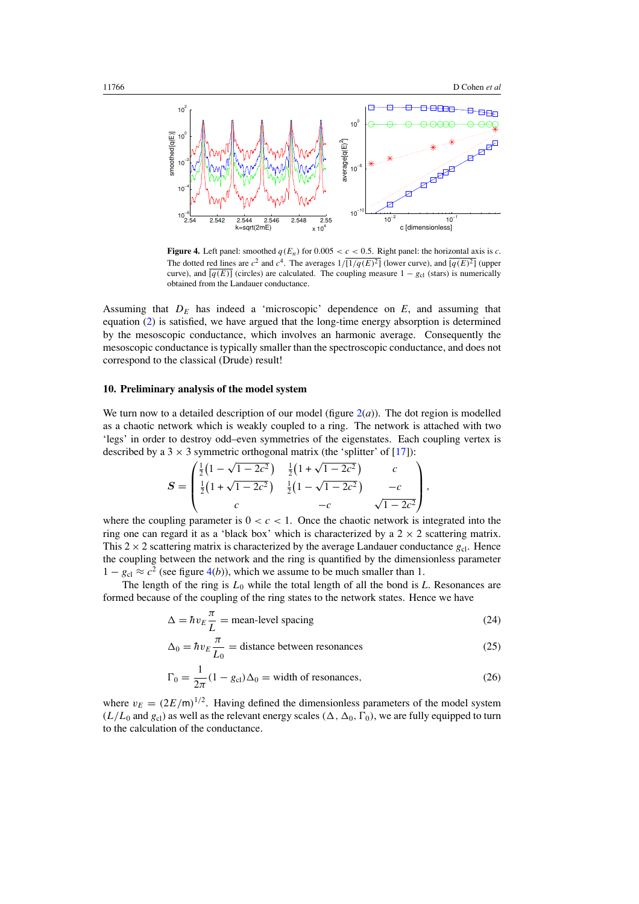**Figure 4.** Left panel: smoothed $q(E_n)$ for $0.005 < c < 0.5$. Right panel: the horizontal axis is $c$. The dotted red lines are $c^2$ and $c^4$. The averages $1/\overline{[1/q(E)^2]}$ (lower curve), and $\overline{[q(E)^2]}$ (upper curve), and $\overline{[q(E)]}$ (circles) are calculated. The coupling measure $1 - g_{\mathrm{cl}}$ (stars) is numerically obtained from the Landauer conductance.

Assuming that $D_E$ has indeed a 'microscopic' dependence on $E$, and assuming that equation (2) is satisfied, we have argued that the long-time energy absorption is determined by the mesoscopic conductance, which involves an harmonic average. Consequently the mesoscopic conductance is typically smaller than the spectroscopic conductance, and does not correspond to the classical (Drude) result!

## 10. Preliminary analysis of the model system

We turn now to a detailed description of our model (figure 2(*a*)). The dot region is modelled as a chaotic network which is weakly coupled to a ring. The network is attached with two 'legs' in order to destroy odd–even symmetries of the eigenstates. Each coupling vertex is described by a $3 \times 3$ symmetric orthogonal matrix (the 'splitter' of [17]):

$$
\boldsymbol{S} = \begin{pmatrix} \frac{1}{2}\left(1 - \sqrt{1-2c^2}\right) & \frac{1}{2}\left(1 + \sqrt{1-2c^2}\right) & c \\ \frac{1}{2}\left(1 + \sqrt{1-2c^2}\right) & \frac{1}{2}\left(1 - \sqrt{1-2c^2}\right) & -c \\ c & -c & \sqrt{1-2c^2} \end{pmatrix},
$$

where the coupling parameter is $0 < c < 1$. Once the chaotic network is integrated into the ring one can regard it as a 'black box' which is characterized by a $2 \times 2$ scattering matrix. This $2 \times 2$ scattering matrix is characterized by the average Landauer conductance $g_{\mathrm{cl}}$. Hence the coupling between the network and the ring is quantified by the dimensionless parameter $1 - g_{\mathrm{cl}} \approx c^2$ (see figure 4(*b*)), which we assume to be much smaller than 1.

The length of the ring is $L_0$ while the total length of all the bond is $L$. Resonances are formed because of the coupling of the ring states to the network states. Hence we have

$$
\Delta = \hbar v_E \frac{\pi}{L} = \text{mean-level spacing} \tag{24}
$$

$$
\Delta_0 = \hbar v_E \frac{\pi}{L_0} = \text{distance between resonances} \tag{25}
$$

$$
\Gamma_0 = \frac{1}{2\pi}(1 - g_{\mathrm{cl}})\Delta_0 = \text{width of resonances}, \tag{26}
$$

where $v_E = (2E/\mathrm{m})^{1/2}$. Having defined the dimensionless parameters of the model system ($L/L_0$ and $g_{\mathrm{cl}}$) as well as the relevant energy scales ($\Delta$, $\Delta_0$, $\Gamma_0$), we are fully equipped to turn to the calculation of the conductance.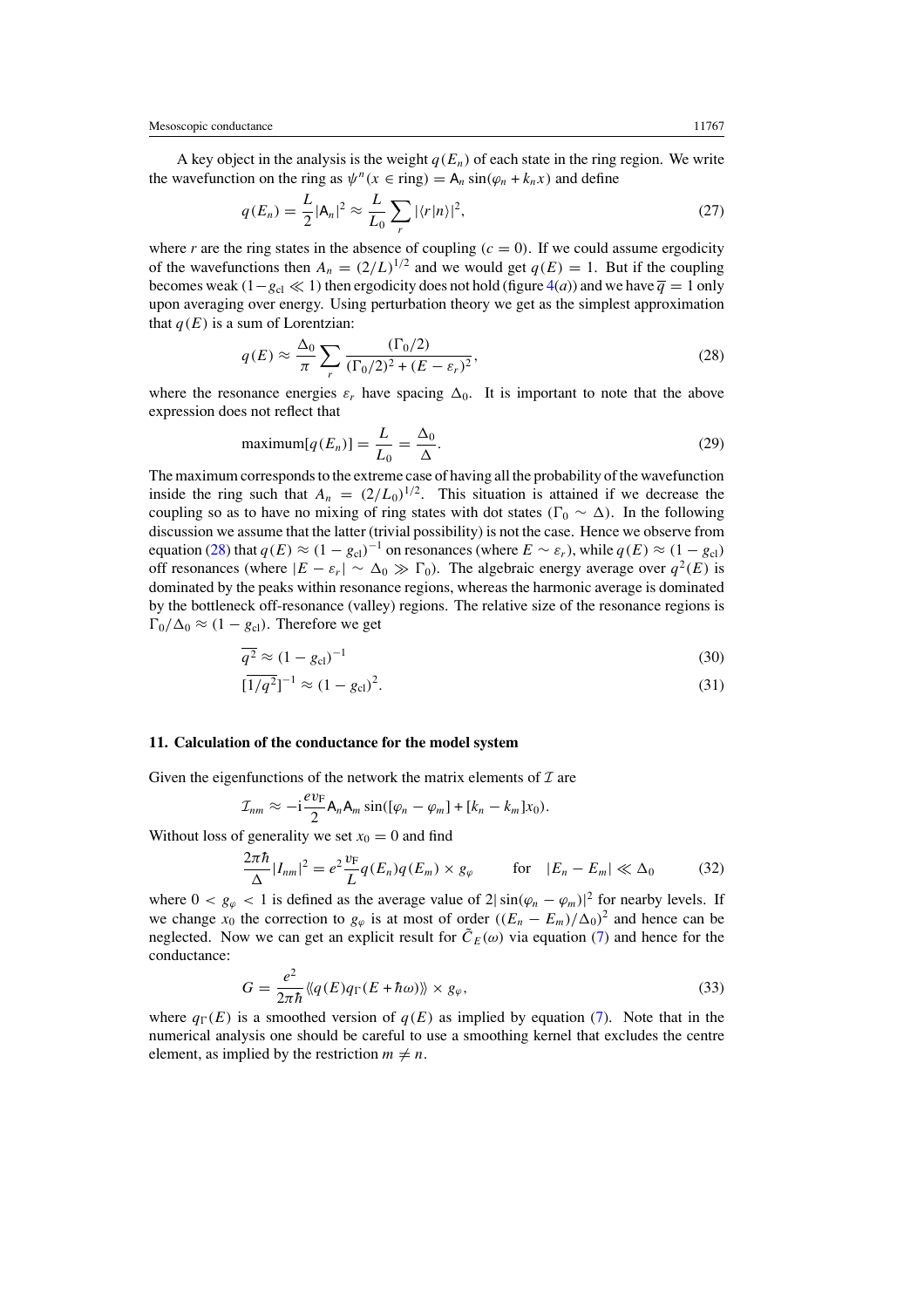A key object in the analysis is the weight $q(E_n)$ of each state in the ring region. We write the wavefunction on the ring as $\psi^n(x \in \text{ring}) = \mathsf{A}_n \sin(\varphi_n + k_n x)$ and define

$$q(E_n) = \frac{L}{2}|\mathsf{A}_n|^2 \approx \frac{L}{L_0}\sum_r |\langle r|n\rangle|^2, \tag{27}$$

where $r$ are the ring states in the absence of coupling ($c = 0$). If we could assume ergodicity of the wavefunctions then $A_n = (2/L)^{1/2}$ and we would get $q(E) = 1$. But if the coupling becomes weak ($1 - g_{\text{cl}} \ll 1$) then ergodicity does not hold (figure 4(*a*)) and we have $\overline{q} = 1$ only upon averaging over energy. Using perturbation theory we get as the simplest approximation that $q(E)$ is a sum of Lorentzian:

$$q(E) \approx \frac{\Delta_0}{\pi}\sum_r \frac{(\Gamma_0/2)}{(\Gamma_0/2)^2 + (E - \varepsilon_r)^2}, \tag{28}$$

where the resonance energies $\varepsilon_r$ have spacing $\Delta_0$. It is important to note that the above expression does not reflect that

$$\text{maximum}[q(E_n)] = \frac{L}{L_0} = \frac{\Delta_0}{\Delta}. \tag{29}$$

The maximum corresponds to the extreme case of having all the probability of the wavefunction inside the ring such that $A_n = (2/L_0)^{1/2}$. This situation is attained if we decrease the coupling so as to have no mixing of ring states with dot states ($\Gamma_0 \sim \Delta$). In the following discussion we assume that the latter (trivial possibility) is not the case. Hence we observe from equation (28) that $q(E) \approx (1 - g_{\text{cl}})^{-1}$ on resonances (where $E \sim \varepsilon_r$), while $q(E) \approx (1 - g_{\text{cl}})$ off resonances (where $|E - \varepsilon_r| \sim \Delta_0 \gg \Gamma_0$). The algebraic energy average over $q^2(E)$ is dominated by the peaks within resonance regions, whereas the harmonic average is dominated by the bottleneck off-resonance (valley) regions. The relative size of the resonance regions is $\Gamma_0/\Delta_0 \approx (1 - g_{\text{cl}})$. Therefore we get

$$\overline{q^2} \approx (1 - g_{\text{cl}})^{-1} \tag{30}$$

$$[\overline{1/q^2}]^{-1} \approx (1 - g_{\text{cl}})^2. \tag{31}$$

## 11. Calculation of the conductance for the model system

Given the eigenfunctions of the network the matrix elements of $\mathcal{I}$ are

$$\mathcal{I}_{nm} \approx -\mathrm{i}\frac{ev_{\text{F}}}{2}\mathsf{A}_n\mathsf{A}_m \sin([\varphi_n - \varphi_m] + [k_n - k_m]x_0).$$

Without loss of generality we set $x_0 = 0$ and find

$$\frac{2\pi\hbar}{\Delta}|I_{nm}|^2 = e^2\frac{v_{\text{F}}}{L}q(E_n)q(E_m) \times g_\varphi \qquad \text{for} \quad |E_n - E_m| \ll \Delta_0 \tag{32}$$

where $0 < g_\varphi < 1$ is defined as the average value of $2|\sin(\varphi_n - \varphi_m)|^2$ for nearby levels. If we change $x_0$ the correction to $g_\varphi$ is at most of order $((E_n - E_m)/\Delta_0)^2$ and hence can be neglected. Now we can get an explicit result for $\tilde{C}_E(\omega)$ via equation (7) and hence for the conductance:

$$G = \frac{e^2}{2\pi\hbar}\langle\langle q(E)q_\Gamma(E + \hbar\omega)\rangle\rangle \times g_\varphi, \tag{33}$$

where $q_\Gamma(E)$ is a smoothed version of $q(E)$ as implied by equation (7). Note that in the numerical analysis one should be careful to use a smoothing kernel that excludes the centre element, as implied by the restriction $m \neq n$.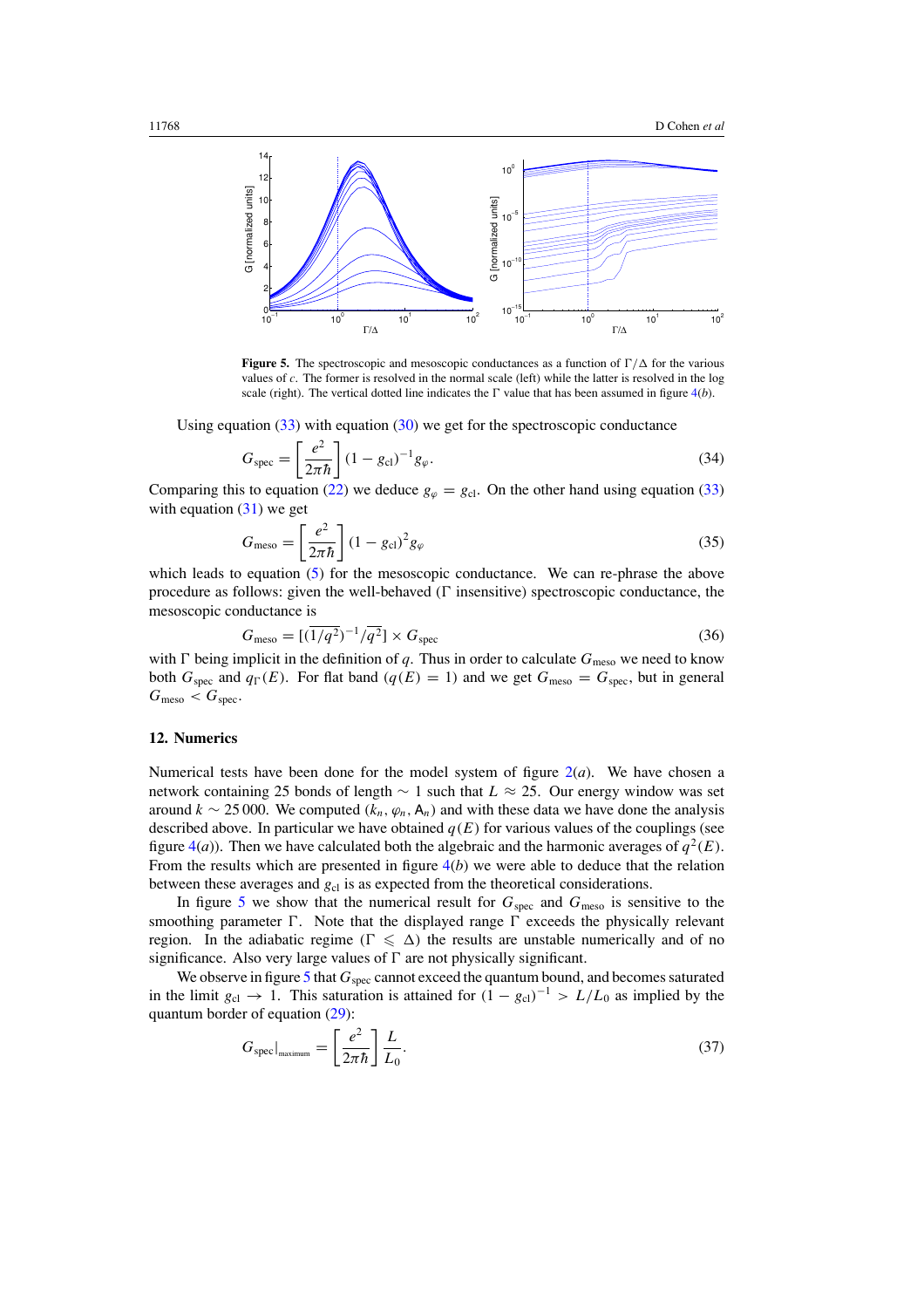**Figure 5.** The spectroscopic and mesoscopic conductances as a function of $\Gamma/\Delta$ for the various values of $c$. The former is resolved in the normal scale (left) while the latter is resolved in the log scale (right). The vertical dotted line indicates the $\Gamma$ value that has been assumed in figure 4(*b*).

Using equation (33) with equation (30) we get for the spectroscopic conductance

$$G_{\text{spec}} = \left[\frac{e^2}{2\pi\hbar}\right](1 - g_{\text{cl}})^{-1} g_{\varphi}. \tag{34}$$

Comparing this to equation (22) we deduce $g_{\varphi} = g_{\text{cl}}$. On the other hand using equation (33) with equation (31) we get

$$G_{\text{meso}} = \left[\frac{e^2}{2\pi\hbar}\right](1 - g_{\text{cl}})^2 g_{\varphi} \tag{35}$$

which leads to equation (5) for the mesoscopic conductance. We can re-phrase the above procedure as follows: given the well-behaved ($\Gamma$ insensitive) spectroscopic conductance, the mesoscopic conductance is

$$G_{\text{meso}} = [(\overline{1/q^2})^{-1}/\overline{q^2}] \times G_{\text{spec}} \tag{36}$$

with $\Gamma$ being implicit in the definition of $q$. Thus in order to calculate $G_{\text{meso}}$ we need to know both $G_{\text{spec}}$ and $q_{\Gamma}(E)$. For flat band ($q(E) = 1$) and we get $G_{\text{meso}} = G_{\text{spec}}$, but in general $G_{\text{meso}} < G_{\text{spec}}$.

## 12. Numerics

Numerical tests have been done for the model system of figure 2(*a*). We have chosen a network containing 25 bonds of length $\sim 1$ such that $L \approx 25$. Our energy window was set around $k \sim 25\,000$. We computed $(k_n, \varphi_n, \mathsf{A}_n)$ and with these data we have done the analysis described above. In particular we have obtained $q(E)$ for various values of the couplings (see figure 4(*a*)). Then we have calculated both the algebraic and the harmonic averages of $q^2(E)$. From the results which are presented in figure 4(*b*) we were able to deduce that the relation between these averages and $g_{\text{cl}}$ is as expected from the theoretical considerations.

In figure 5 we show that the numerical result for $G_{\text{spec}}$ and $G_{\text{meso}}$ is sensitive to the smoothing parameter $\Gamma$. Note that the displayed range $\Gamma$ exceeds the physically relevant region. In the adiabatic regime ($\Gamma \leqslant \Delta$) the results are unstable numerically and of no significance. Also very large values of $\Gamma$ are not physically significant.

We observe in figure 5 that $G_{\text{spec}}$ cannot exceed the quantum bound, and becomes saturated in the limit $g_{\text{cl}} \to 1$. This saturation is attained for $(1 - g_{\text{cl}})^{-1} > L/L_0$ as implied by the quantum border of equation (29):

$$G_{\text{spec}}\big|_{\text{maximum}} = \left[\frac{e^2}{2\pi\hbar}\right]\frac{L}{L_0}. \tag{37}$$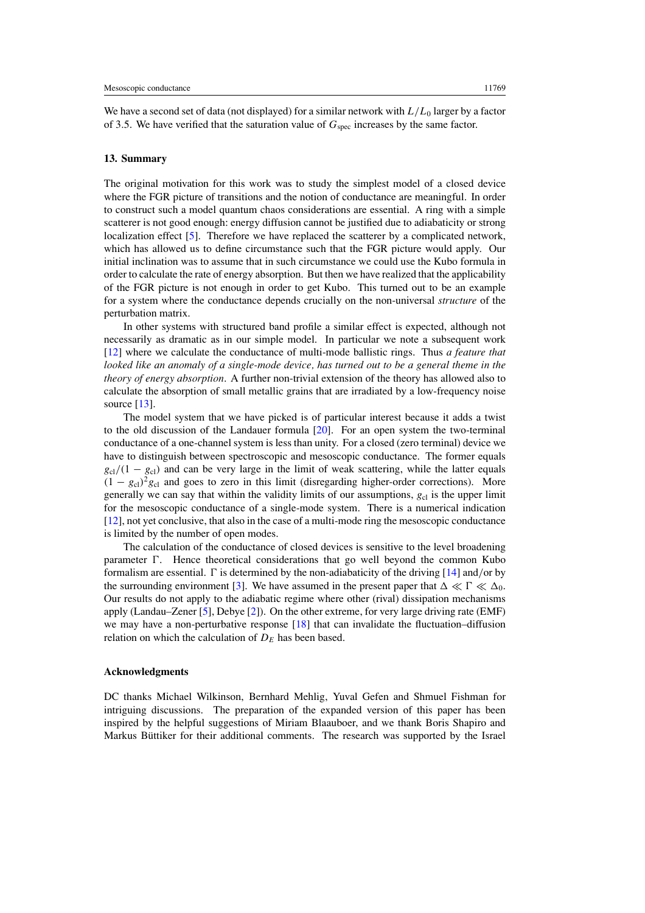We have a second set of data (not displayed) for a similar network with $L/L_0$ larger by a factor of 3.5. We have verified that the saturation value of $G_{\text{spec}}$ increases by the same factor.

## 13. Summary

The original motivation for this work was to study the simplest model of a closed device where the FGR picture of transitions and the notion of conductance are meaningful. In order to construct such a model quantum chaos considerations are essential. A ring with a simple scatterer is not good enough: energy diffusion cannot be justified due to adiabaticity or strong localization effect [5]. Therefore we have replaced the scatterer by a complicated network, which has allowed us to define circumstance such that the FGR picture would apply. Our initial inclination was to assume that in such circumstance we could use the Kubo formula in order to calculate the rate of energy absorption. But then we have realized that the applicability of the FGR picture is not enough in order to get Kubo. This turned out to be an example for a system where the conductance depends crucially on the non-universal *structure* of the perturbation matrix.

In other systems with structured band profile a similar effect is expected, although not necessarily as dramatic as in our simple model. In particular we note a subsequent work [12] where we calculate the conductance of multi-mode ballistic rings. Thus *a feature that looked like an anomaly of a single-mode device, has turned out to be a general theme in the theory of energy absorption*. A further non-trivial extension of the theory has allowed also to calculate the absorption of small metallic grains that are irradiated by a low-frequency noise source [13].

The model system that we have picked is of particular interest because it adds a twist to the old discussion of the Landauer formula [20]. For an open system the two-terminal conductance of a one-channel system is less than unity. For a closed (zero terminal) device we have to distinguish between spectroscopic and mesoscopic conductance. The former equals $g_{\text{cl}}/(1-g_{\text{cl}})$ and can be very large in the limit of weak scattering, while the latter equals $(1-g_{\text{cl}})^2 g_{\text{cl}}$ and goes to zero in this limit (disregarding higher-order corrections). More generally we can say that within the validity limits of our assumptions, $g_{\text{cl}}$ is the upper limit for the mesoscopic conductance of a single-mode system. There is a numerical indication [12], not yet conclusive, that also in the case of a multi-mode ring the mesoscopic conductance is limited by the number of open modes.

The calculation of the conductance of closed devices is sensitive to the level broadening parameter $\Gamma$. Hence theoretical considerations that go well beyond the common Kubo formalism are essential. $\Gamma$ is determined by the non-adiabaticity of the driving [14] and/or by the surrounding environment [3]. We have assumed in the present paper that $\Delta \ll \Gamma \ll \Delta_0$. Our results do not apply to the adiabatic regime where other (rival) dissipation mechanisms apply (Landau–Zener [5], Debye [2]). On the other extreme, for very large driving rate (EMF) we may have a non-perturbative response [18] that can invalidate the fluctuation–diffusion relation on which the calculation of $D_E$ has been based.

## Acknowledgments

DC thanks Michael Wilkinson, Bernhard Mehlig, Yuval Gefen and Shmuel Fishman for intriguing discussions. The preparation of the expanded version of this paper has been inspired by the helpful suggestions of Miriam Blaauboer, and we thank Boris Shapiro and Markus Büttiker for their additional comments. The research was supported by the Israel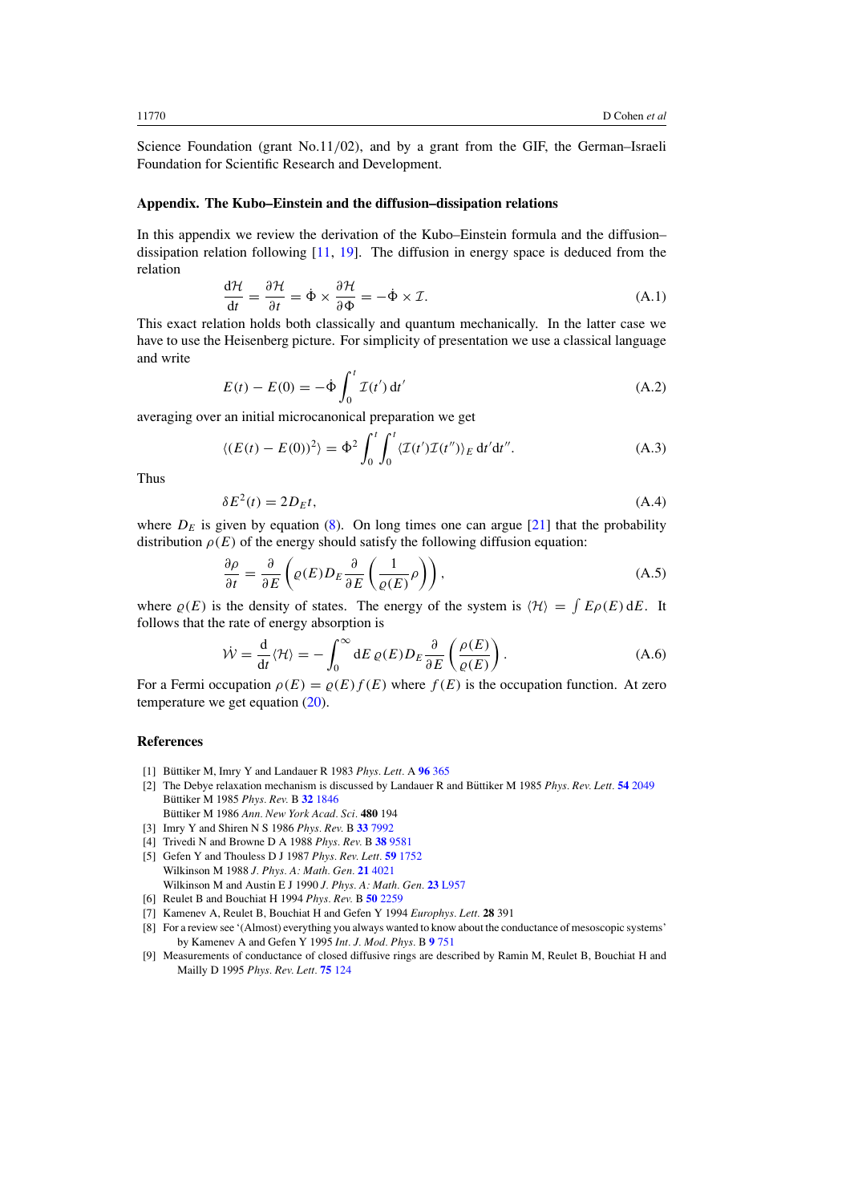Science Foundation (grant No.11/02), and by a grant from the GIF, the German–Israeli Foundation for Scientific Research and Development.

## Appendix. The Kubo–Einstein and the diffusion–dissipation relations

In this appendix we review the derivation of the Kubo–Einstein formula and the diffusion–dissipation relation following [11, 19]. The diffusion in energy space is deduced from the relation

$$\frac{\mathrm{d}\mathcal{H}}{\mathrm{d}t} = \frac{\partial \mathcal{H}}{\partial t} = \dot{\Phi} \times \frac{\partial \mathcal{H}}{\partial \Phi} = -\dot{\Phi} \times \mathcal{I}. \tag{A.1}$$

This exact relation holds both classically and quantum mechanically. In the latter case we have to use the Heisenberg picture. For simplicity of presentation we use a classical language and write

$$E(t) - E(0) = -\dot{\Phi} \int_0^t \mathcal{I}(t')\,\mathrm{d}t' \tag{A.2}$$

averaging over an initial microcanonical preparation we get

$$\langle (E(t) - E(0))^2 \rangle = \dot{\Phi}^2 \int_0^t \int_0^t \langle \mathcal{I}(t')\mathcal{I}(t'') \rangle_E \,\mathrm{d}t'\mathrm{d}t''. \tag{A.3}$$

Thus

$$\delta E^2(t) = 2D_E t, \tag{A.4}$$

where $D_E$ is given by equation (8). On long times one can argue [21] that the probability distribution $\rho(E)$ of the energy should satisfy the following diffusion equation:

$$\frac{\partial \rho}{\partial t} = \frac{\partial}{\partial E}\left( \varrho(E) D_E \frac{\partial}{\partial E}\left( \frac{1}{\varrho(E)}\rho \right)\right), \tag{A.5}$$

where $\varrho(E)$ is the density of states. The energy of the system is $\langle \mathcal{H} \rangle = \int E\rho(E)\,\mathrm{d}E$. It follows that the rate of energy absorption is

$$\dot{\mathcal{W}} = \frac{\mathrm{d}}{\mathrm{d}t}\langle \mathcal{H} \rangle = -\int_0^\infty \mathrm{d}E\, \varrho(E) D_E \frac{\partial}{\partial E}\left( \frac{\rho(E)}{\varrho(E)} \right). \tag{A.6}$$

For a Fermi occupation $\rho(E) = \varrho(E) f(E)$ where $f(E)$ is the occupation function. At zero temperature we get equation (20).

## References

[1] Büttiker M, Imry Y and Landauer R 1983 *Phys. Lett.* A **96** 365

[2] The Debye relaxation mechanism is discussed by Landauer R and Büttiker M 1985 *Phys. Rev. Lett.* **54** 2049
Büttiker M 1985 *Phys. Rev.* B **32** 1846
Büttiker M 1986 *Ann. New York Acad. Sci.* **480** 194

[3] Imry Y and Shiren N S 1986 *Phys. Rev.* B **33** 7992

[4] Trivedi N and Browne D A 1988 *Phys. Rev.* B **38** 9581

[5] Gefen Y and Thouless D J 1987 *Phys. Rev. Lett.* **59** 1752
Wilkinson M 1988 *J. Phys. A: Math. Gen.* **21** 4021
Wilkinson M and Austin E J 1990 *J. Phys. A: Math. Gen.* **23** L957

[6] Reulet B and Bouchiat H 1994 *Phys. Rev.* B **50** 2259

[7] Kamenev A, Reulet B, Bouchiat H and Gefen Y 1994 *Europhys. Lett.* **28** 391

[8] For a review see '(Almost) everything you always wanted to know about the conductance of mesoscopic systems' by Kamenev A and Gefen Y 1995 *Int. J. Mod. Phys.* B **9** 751

[9] Measurements of conductance of closed diffusive rings are described by Ramin M, Reulet B, Bouchiat H and Mailly D 1995 *Phys. Rev. Lett.* **75** 124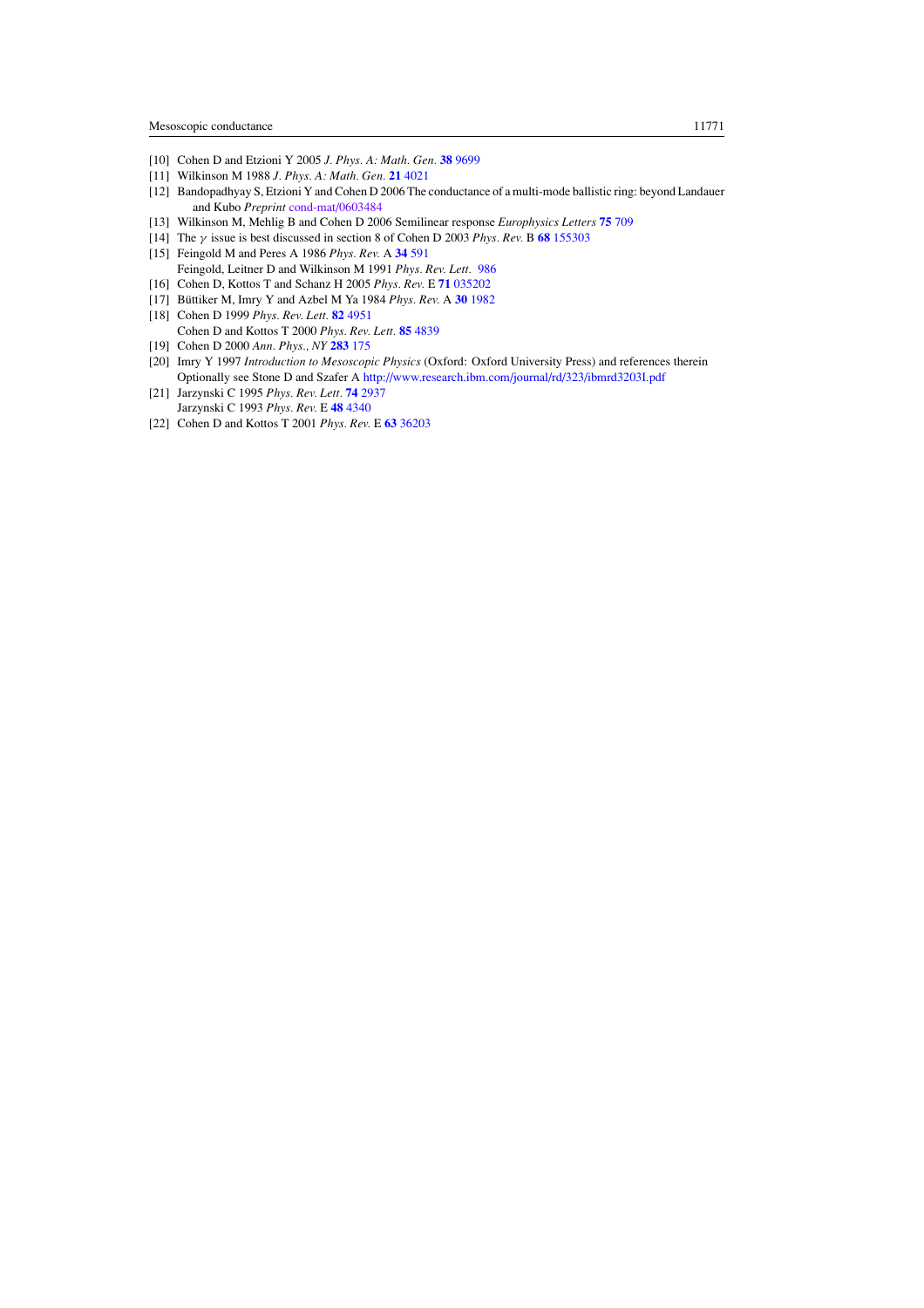[10] Cohen D and Etzioni Y 2005 *J. Phys. A: Math. Gen.* **38** 9699

[11] Wilkinson M 1988 *J. Phys. A: Math. Gen.* **21** 4021

[12] Bandopadhyay S, Etzioni Y and Cohen D 2006 The conductance of a multi-mode ballistic ring: beyond Landauer and Kubo *Preprint* cond-mat/0603484

[13] Wilkinson M, Mehlig B and Cohen D 2006 Semilinear response *Europhysics Letters* **75** 709

[14] The $\gamma$ issue is best discussed in section 8 of Cohen D 2003 *Phys. Rev.* B **68** 155303

[15] Feingold M and Peres A 1986 *Phys. Rev.* A **34** 591
Feingold, Leitner D and Wilkinson M 1991 *Phys. Rev. Lett.* 986

[16] Cohen D, Kottos T and Schanz H 2005 *Phys. Rev.* E **71** 035202

[17] Büttiker M, Imry Y and Azbel M Ya 1984 *Phys. Rev.* A **30** 1982

[18] Cohen D 1999 *Phys. Rev. Lett.* **82** 4951
Cohen D and Kottos T 2000 *Phys. Rev. Lett.* **85** 4839

[19] Cohen D 2000 *Ann. Phys., NY* **283** 175

[20] Imry Y 1997 *Introduction to Mesoscopic Physics* (Oxford: Oxford University Press) and references therein
Optionally see Stone D and Szafer A http://www.research.ibm.com/journal/rd/323/ibmrd3203I.pdf

[21] Jarzynski C 1995 *Phys. Rev. Lett.* **74** 2937
Jarzynski C 1993 *Phys. Rev.* E **48** 4340

[22] Cohen D and Kottos T 2001 *Phys. Rev.* E **63** 36203